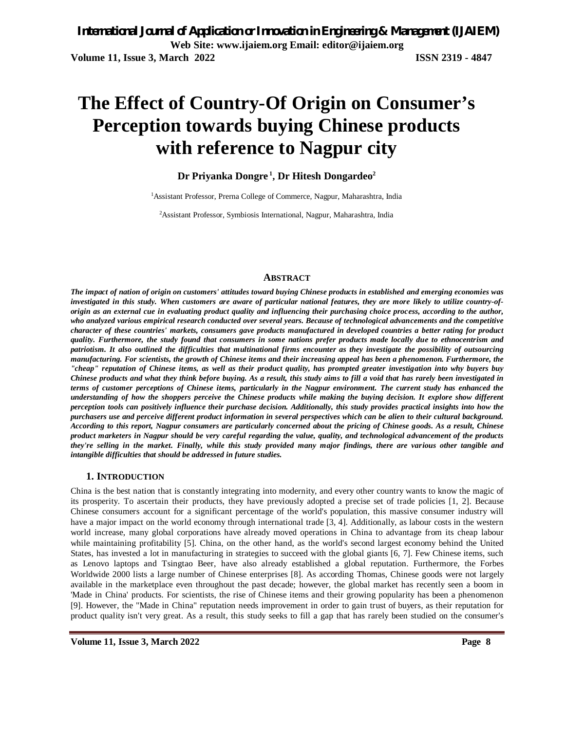# The Effect of Country-Of Origin on Consumer's Perception towards buying Chinese products with reference to Nagpur city

**Dr Priyanka Dongre [1], Dr Hitesh Dongardeo[2]**

[1]Assistant Professor, Prerna College of Commerce, Nagpur, Maharashtra, India

[2]Assistant Professor, Symbiosis International, Nagpur, Maharashtra, India

## Abstract

***The impact of nation of origin on customers' attitudes toward buying Chinese products in established and emerging economies was investigated in this study. When customers are aware of particular national features, they are more likely to utilize country-of-origin as an external cue in evaluating product quality and influencing their purchasing choice process, according to the author, who analyzed various empirical research conducted over several years. Because of technological advancements and the competitive character of these countries' markets, consumers gave products manufactured in developed countries a better rating for product quality. Furthermore, the study found that consumers in some nations prefer products made locally due to ethnocentrism and patriotism. It also outlined the difficulties that multinational firms encounter as they investigate the possibility of outsourcing manufacturing. For scientists, the growth of Chinese items and their increasing appeal has been a phenomenon. Furthermore, the "cheap" reputation of Chinese items, as well as their product quality, has prompted greater investigation into why buyers buy Chinese products and what they think before buying. As a result, this study aims to fill a void that has rarely been investigated in terms of customer perceptions of Chinese items, particularly in the Nagpur environment. The current study has enhanced the understanding of how the shoppers perceive the Chinese products while making the buying decision. It explore show different perception tools can positively influence their purchase decision. Additionally, this study provides practical insights into how the purchasers use and perceive different product information in several perspectives which can be alien to their cultural background. According to this report, Nagpur consumers are particularly concerned about the pricing of Chinese goods. As a result, Chinese product marketers in Nagpur should be very careful regarding the value, quality, and technological advancement of the products they're selling in the market. Finally, while this study provided many major findings, there are various other tangible and intangible difficulties that should be addressed in future studies.***

## 1. Introduction

China is the best nation that is constantly integrating into modernity, and every other country wants to know the magic of its prosperity. To ascertain their products, they have previously adopted a precise set of trade policies [1, 2]. Because Chinese consumers account for a significant percentage of the world's population, this massive consumer industry will have a major impact on the world economy through international trade [3, 4]. Additionally, as labour costs in the western world increase, many global corporations have already moved operations in China to advantage from its cheap labour while maintaining profitability [5]. China, on the other hand, as the world's second largest economy behind the United States, has invested a lot in manufacturing in strategies to succeed with the global giants [6, 7]. Few Chinese items, such as Lenovo laptops and Tsingtao Beer, have also already established a global reputation. Furthermore, the Forbes Worldwide 2000 lists a large number of Chinese enterprises [8]. As according Thomas, Chinese goods were not largely available in the marketplace even throughout the past decade; however, the global market has recently seen a boom in 'Made in China' products. For scientists, the rise of Chinese items and their growing popularity has been a phenomenon [9]. However, the "Made in China" reputation needs improvement in order to gain trust of buyers, as their reputation for product quality isn't very great. As a result, this study seeks to fill a gap that has rarely been studied on the consumer's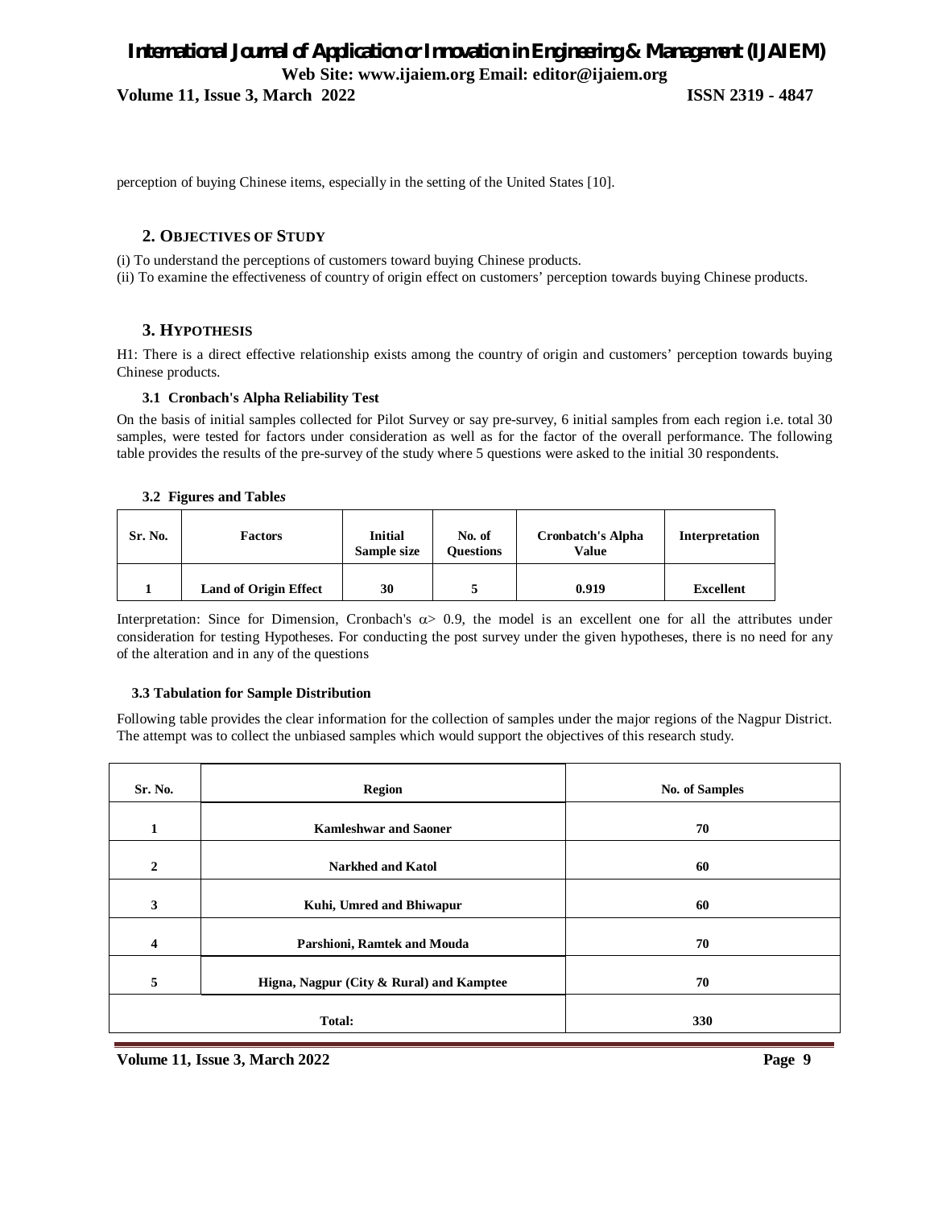perception of buying Chinese items, especially in the setting of the United States [10].

## 2. Objectives of Study

(i) To understand the perceptions of customers toward buying Chinese products.
(ii) To examine the effectiveness of country of origin effect on customers' perception towards buying Chinese products.

## 3. Hypothesis

H1: There is a direct effective relationship exists among the country of origin and customers' perception towards buying Chinese products.

### 3.1 Cronbach's Alpha Reliability Test

On the basis of initial samples collected for Pilot Survey or say pre-survey, 6 initial samples from each region i.e. total 30 samples, were tested for factors under consideration as well as for the factor of the overall performance. The following table provides the results of the pre-survey of the study where 5 questions were asked to the initial 30 respondents.

### 3.2 Figures and Tables

| Sr. No. | Factors | Initial Sample size | No. of Questions | Cronbatch's Alpha Value | Interpretation |
|---|---|---|---|---|---|
| 1 | Land of Origin Effect | 30 | 5 | 0.919 | Excellent |

Interpretation: Since for Dimension, Cronbach's $\alpha > 0.9$, the model is an excellent one for all the attributes under consideration for testing Hypotheses. For conducting the post survey under the given hypotheses, there is no need for any of the alteration and in any of the questions

### 3.3 Tabulation for Sample Distribution

Following table provides the clear information for the collection of samples under the major regions of the Nagpur District. The attempt was to collect the unbiased samples which would support the objectives of this research study.

| Sr. No. | Region | No. of Samples |
|---|---|---|
| 1 | Kamleshwar and Saoner | 70 |
| 2 | Narkhed and Katol | 60 |
| 3 | Kuhi, Umred and Bhiwapur | 60 |
| 4 | Parshioni, Ramtek and Mouda | 70 |
| 5 | Higna, Nagpur (City & Rural) and Kamptee | 70 |
| Total: | | 330 |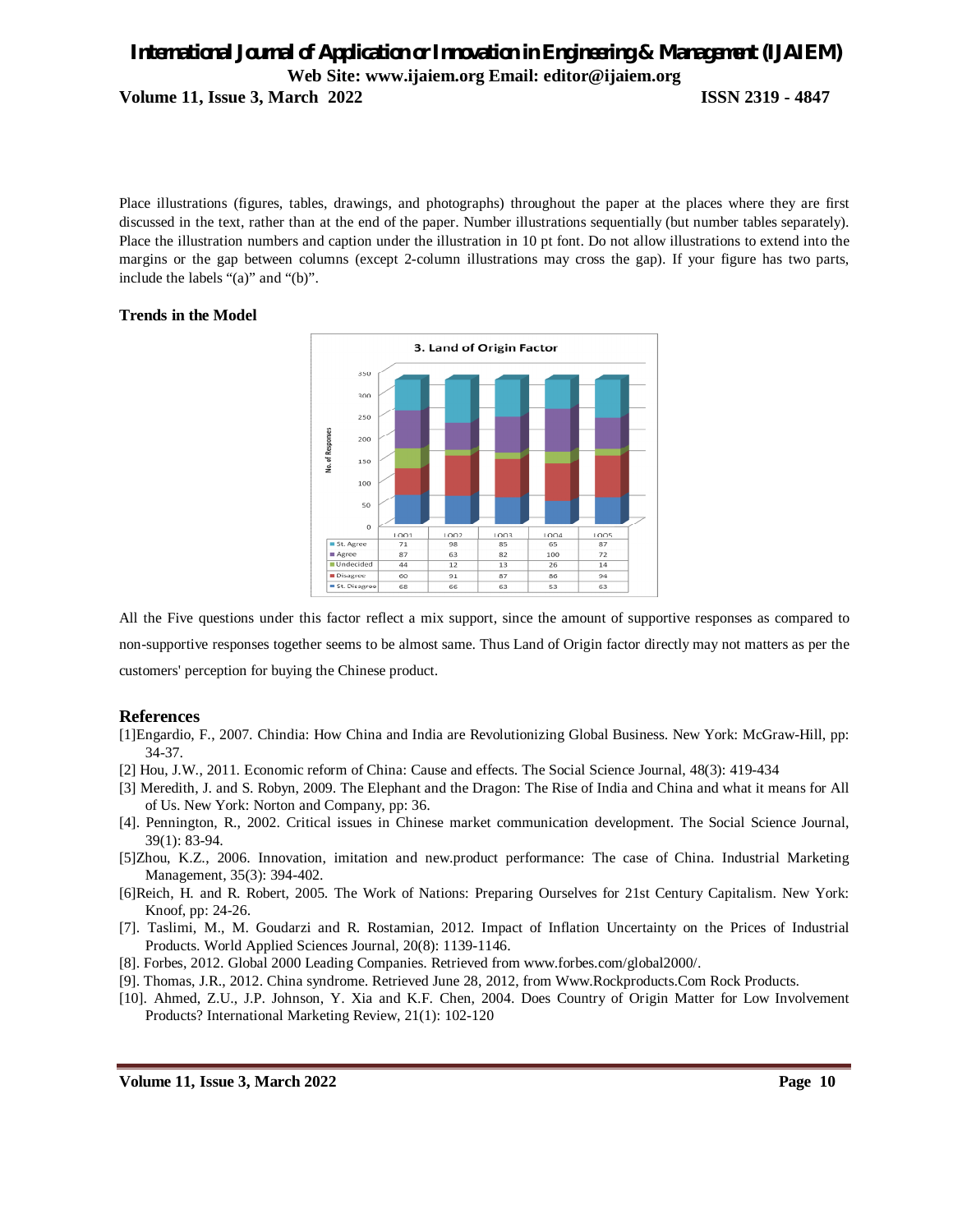Place illustrations (figures, tables, drawings, and photographs) throughout the paper at the places where they are first discussed in the text, rather than at the end of the paper. Number illustrations sequentially (but number tables separately). Place the illustration numbers and caption under the illustration in 10 pt font. Do not allow illustrations to extend into the margins or the gap between columns (except 2-column illustrations may cross the gap). If your figure has two parts, include the labels "(a)" and "(b)".

### Trends in the Model

**3. Land of Origin Factor**

|  | LOO1 | LOO2 | LOO3 | LOO4 | LOO5 |
|---|---|---|---|---|---|
| St. Agree | 71 | 98 | 85 | 65 | 87 |
| Agree | 87 | 63 | 82 | 100 | 72 |
| Undecided | 44 | 12 | 13 | 26 | 14 |
| Disagree | 60 | 91 | 87 | 86 | 94 |
| St. Disagree | 68 | 66 | 63 | 53 | 63 |

All the Five questions under this factor reflect a mix support, since the amount of supportive responses as compared to non-supportive responses together seems to be almost same. Thus Land of Origin factor directly may not matters as per the customers' perception for buying the Chinese product.

## References

[1]Engardio, F., 2007. Chindia: How China and India are Revolutionizing Global Business. New York: McGraw-Hill, pp: 34-37.

[2] Hou, J.W., 2011. Economic reform of China: Cause and effects. The Social Science Journal, 48(3): 419-434

[3] Meredith, J. and S. Robyn, 2009. The Elephant and the Dragon: The Rise of India and China and what it means for All of Us. New York: Norton and Company, pp: 36.

[4]. Pennington, R., 2002. Critical issues in Chinese market communication development. The Social Science Journal, 39(1): 83-94.

[5]Zhou, K.Z., 2006. Innovation, imitation and new.product performance: The case of China. Industrial Marketing Management, 35(3): 394-402.

[6]Reich, H. and R. Robert, 2005. The Work of Nations: Preparing Ourselves for 21st Century Capitalism. New York: Knoof, pp: 24-26.

[7]. Taslimi, M., M. Goudarzi and R. Rostamian, 2012. Impact of Inflation Uncertainty on the Prices of Industrial Products. World Applied Sciences Journal, 20(8): 1139-1146.

[8]. Forbes, 2012. Global 2000 Leading Companies. Retrieved from www.forbes.com/global2000/.

[9]. Thomas, J.R., 2012. China syndrome. Retrieved June 28, 2012, from Www.Rockproducts.Com Rock Products.

[10]. Ahmed, Z.U., J.P. Johnson, Y. Xia and K.F. Chen, 2004. Does Country of Origin Matter for Low Involvement Products? International Marketing Review, 21(1): 102-120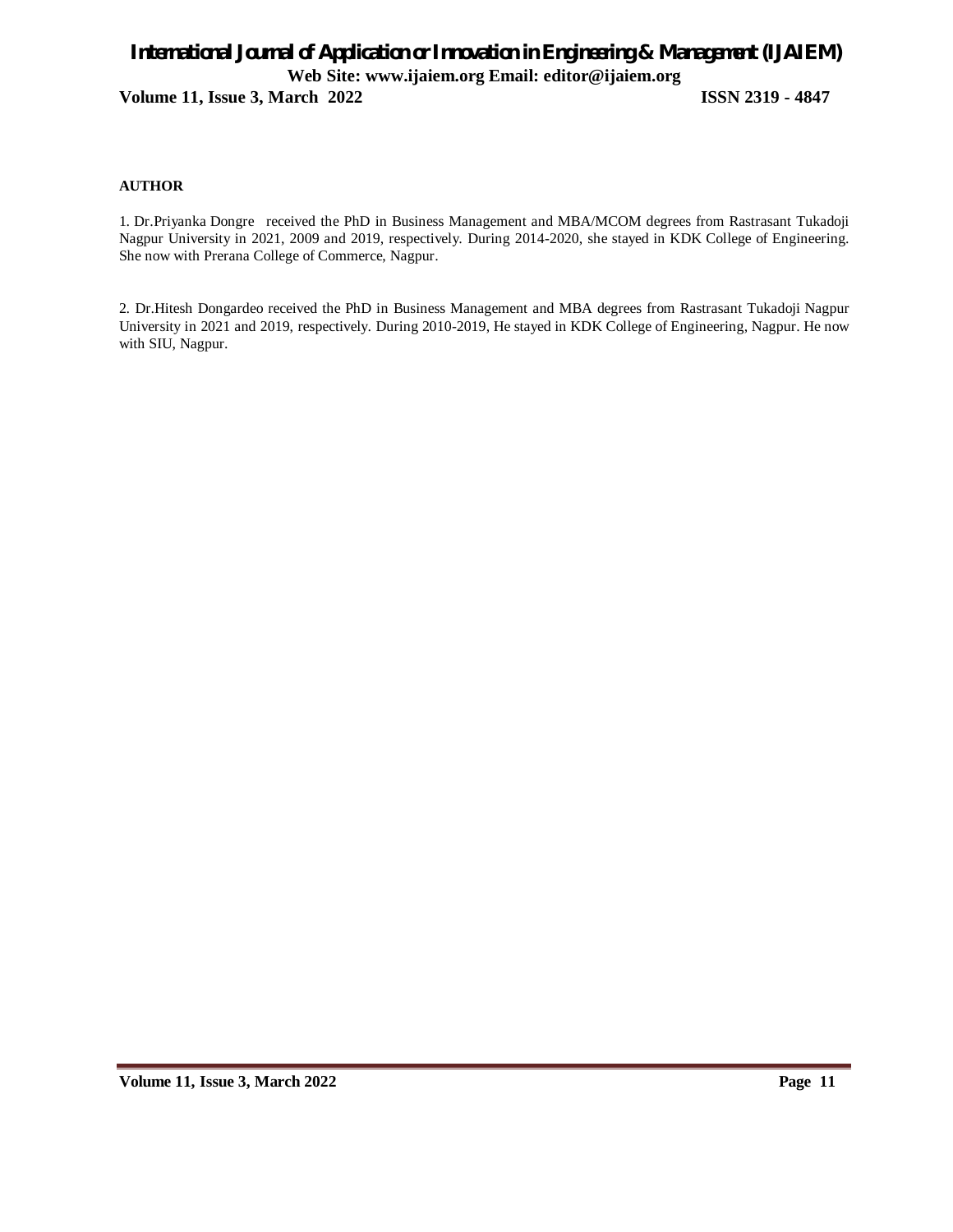**AUTHOR**

1. Dr.Priyanka Dongre received the PhD in Business Management and MBA/MCOM degrees from Rastrasant Tukadoji Nagpur University in 2021, 2009 and 2019, respectively. During 2014-2020, she stayed in KDK College of Engineering. She now with Prerana College of Commerce, Nagpur.

2. Dr.Hitesh Dongardeo received the PhD in Business Management and MBA degrees from Rastrasant Tukadoji Nagpur University in 2021 and 2019, respectively. During 2010-2019, He stayed in KDK College of Engineering, Nagpur. He now with SIU, Nagpur.